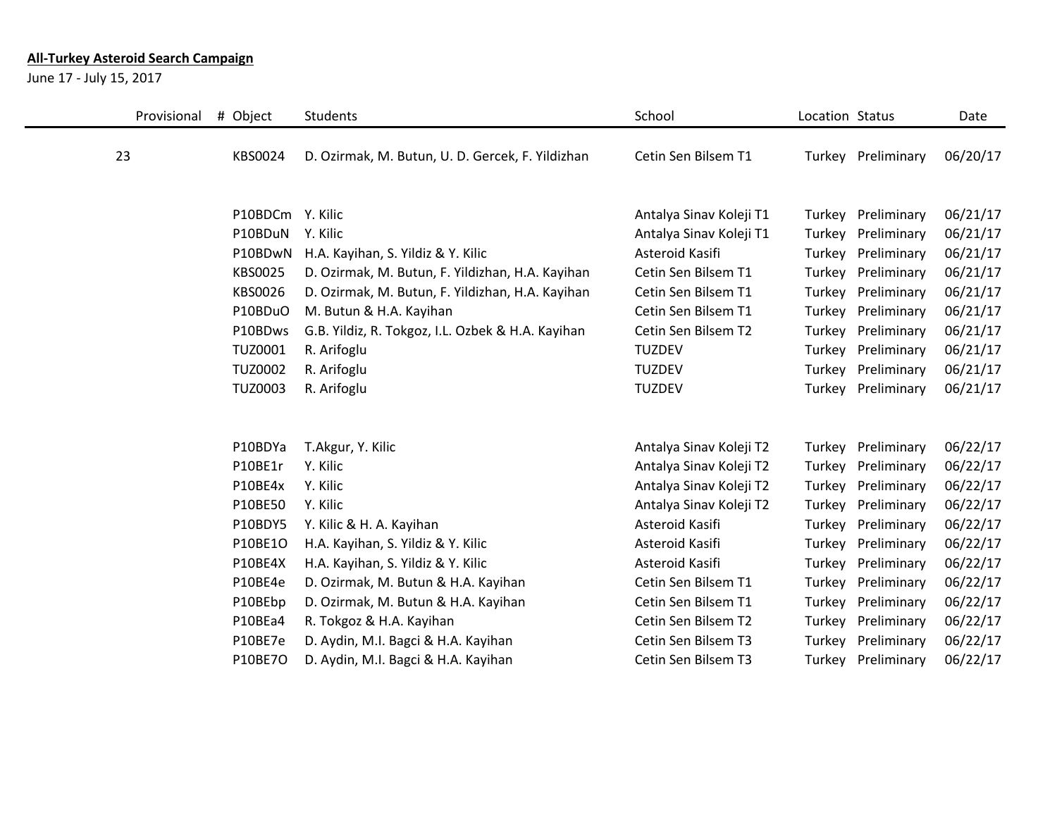**All-Turkey Asteroid Search Campaign**

June 17 - July 15, 2017

| Provisional | # | Object | Students | School | Location | Status | Date |
|---|---|---|---|---|---|---|---|
| 23 | | KBS0024 | D. Ozirmak, M. Butun, U. D. Gercek, F. Yildizhan | Cetin Sen Bilsem T1 | Turkey | Preliminary | 06/20/17 |
| | | P10BDCm | Y. Kilic | Antalya Sinav Koleji T1 | Turkey | Preliminary | 06/21/17 |
| | | P10BDuN | Y. Kilic | Antalya Sinav Koleji T1 | Turkey | Preliminary | 06/21/17 |
| | | P10BDwN | H.A. Kayihan, S. Yildiz & Y. Kilic | Asteroid Kasifi | Turkey | Preliminary | 06/21/17 |
| | | KBS0025 | D. Ozirmak, M. Butun, F. Yildizhan, H.A. Kayihan | Cetin Sen Bilsem T1 | Turkey | Preliminary | 06/21/17 |
| | | KBS0026 | D. Ozirmak, M. Butun, F. Yildizhan, H.A. Kayihan | Cetin Sen Bilsem T1 | Turkey | Preliminary | 06/21/17 |
| | | P10BDuO | M. Butun & H.A. Kayihan | Cetin Sen Bilsem T1 | Turkey | Preliminary | 06/21/17 |
| | | P10BDws | G.B. Yildiz, R. Tokgoz, I.L. Ozbek & H.A. Kayihan | Cetin Sen Bilsem T2 | Turkey | Preliminary | 06/21/17 |
| | | TUZ0001 | R. Arifoglu | TUZDEV | Turkey | Preliminary | 06/21/17 |
| | | TUZ0002 | R. Arifoglu | TUZDEV | Turkey | Preliminary | 06/21/17 |
| | | TUZ0003 | R. Arifoglu | TUZDEV | Turkey | Preliminary | 06/21/17 |
| | | P10BDYa | T.Akgur, Y. Kilic | Antalya Sinav Koleji T2 | Turkey | Preliminary | 06/22/17 |
| | | P10BE1r | Y. Kilic | Antalya Sinav Koleji T2 | Turkey | Preliminary | 06/22/17 |
| | | P10BE4x | Y. Kilic | Antalya Sinav Koleji T2 | Turkey | Preliminary | 06/22/17 |
| | | P10BE50 | Y. Kilic | Antalya Sinav Koleji T2 | Turkey | Preliminary | 06/22/17 |
| | | P10BDY5 | Y. Kilic & H. A. Kayihan | Asteroid Kasifi | Turkey | Preliminary | 06/22/17 |
| | | P10BE1O | H.A. Kayihan, S. Yildiz & Y. Kilic | Asteroid Kasifi | Turkey | Preliminary | 06/22/17 |
| | | P10BE4X | H.A. Kayihan, S. Yildiz & Y. Kilic | Asteroid Kasifi | Turkey | Preliminary | 06/22/17 |
| | | P10BE4e | D. Ozirmak, M. Butun & H.A. Kayihan | Cetin Sen Bilsem T1 | Turkey | Preliminary | 06/22/17 |
| | | P10BEbp | D. Ozirmak, M. Butun & H.A. Kayihan | Cetin Sen Bilsem T1 | Turkey | Preliminary | 06/22/17 |
| | | P10BEa4 | R. Tokgoz & H.A. Kayihan | Cetin Sen Bilsem T2 | Turkey | Preliminary | 06/22/17 |
| | | P10BE7e | D. Aydin, M.I. Bagci & H.A. Kayihan | Cetin Sen Bilsem T3 | Turkey | Preliminary | 06/22/17 |
| | | P10BE7O | D. Aydin, M.I. Bagci & H.A. Kayihan | Cetin Sen Bilsem T3 | Turkey | Preliminary | 06/22/17 |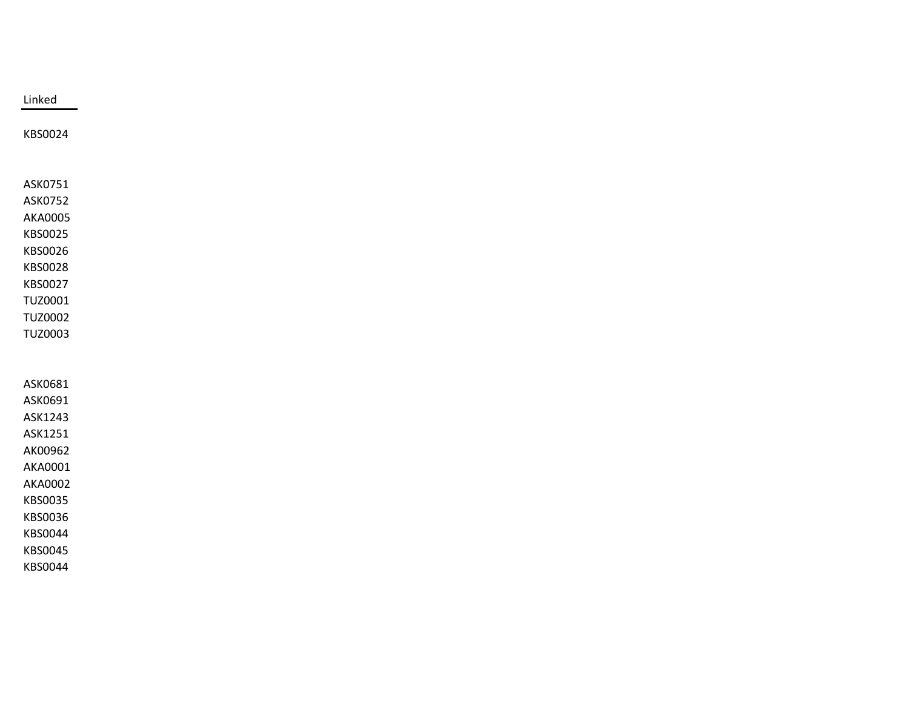Linked

KBS0024

ASK0751
ASK0752
AKA0005
KBS0025
KBS0026
KBS0028
KBS0027
TUZ0001
TUZ0002
TUZ0003

ASK0681
ASK0691
ASK1243
ASK1251
AK00962
AKA0001
AKA0002
KBS0035
KBS0036
KBS0044
KBS0045
KBS0044